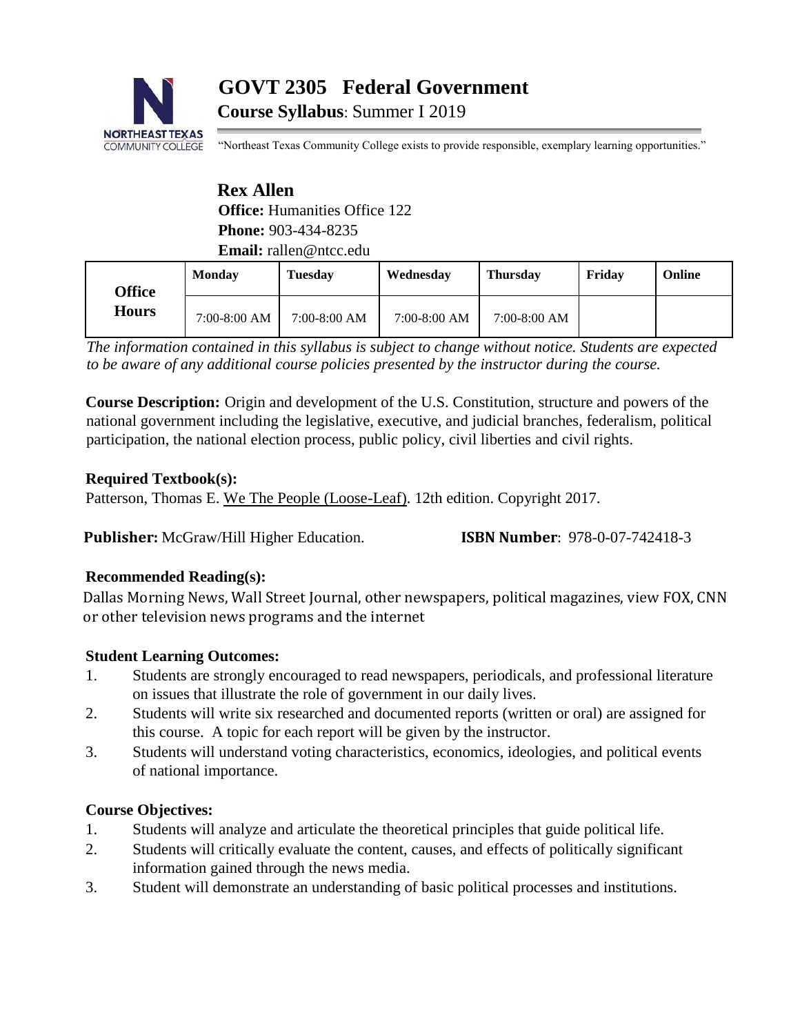# GOVT 2305 Federal Government

**Course Syllabus**: Summer I 2019

"Northeast Texas Community College exists to provide responsible, exemplary learning opportunities."

## Rex Allen

**Office:** Humanities Office 122
**Phone:** 903-434-8235
**Email:** rallen@ntcc.edu

| Office Hours | Monday | Tuesday | Wednesday | Thursday | Friday | Online |
|---|---|---|---|---|---|---|
| | 7:00-8:00 AM | 7:00-8:00 AM | 7:00-8:00 AM | 7:00-8:00 AM | | |

*The information contained in this syllabus is subject to change without notice. Students are expected to be aware of any additional course policies presented by the instructor during the course.*

**Course Description:** Origin and development of the U.S. Constitution, structure and powers of the national government including the legislative, executive, and judicial branches, federalism, political participation, the national election process, public policy, civil liberties and civil rights.

**Required Textbook(s):**
Patterson, Thomas E. We The People (Loose-Leaf). 12th edition. Copyright 2017.

**Publisher:** McGraw/Hill Higher Education. **ISBN Number**: 978-0-07-742418-3

**Recommended Reading(s):**
Dallas Morning News, Wall Street Journal, other newspapers, political magazines, view FOX, CNN or other television news programs and the internet

**Student Learning Outcomes:**

1. Students are strongly encouraged to read newspapers, periodicals, and professional literature on issues that illustrate the role of government in our daily lives.
2. Students will write six researched and documented reports (written or oral) are assigned for this course. A topic for each report will be given by the instructor.
3. Students will understand voting characteristics, economics, ideologies, and political events of national importance.

**Course Objectives:**

1. Students will analyze and articulate the theoretical principles that guide political life.
2. Students will critically evaluate the content, causes, and effects of politically significant information gained through the news media.
3. Student will demonstrate an understanding of basic political processes and institutions.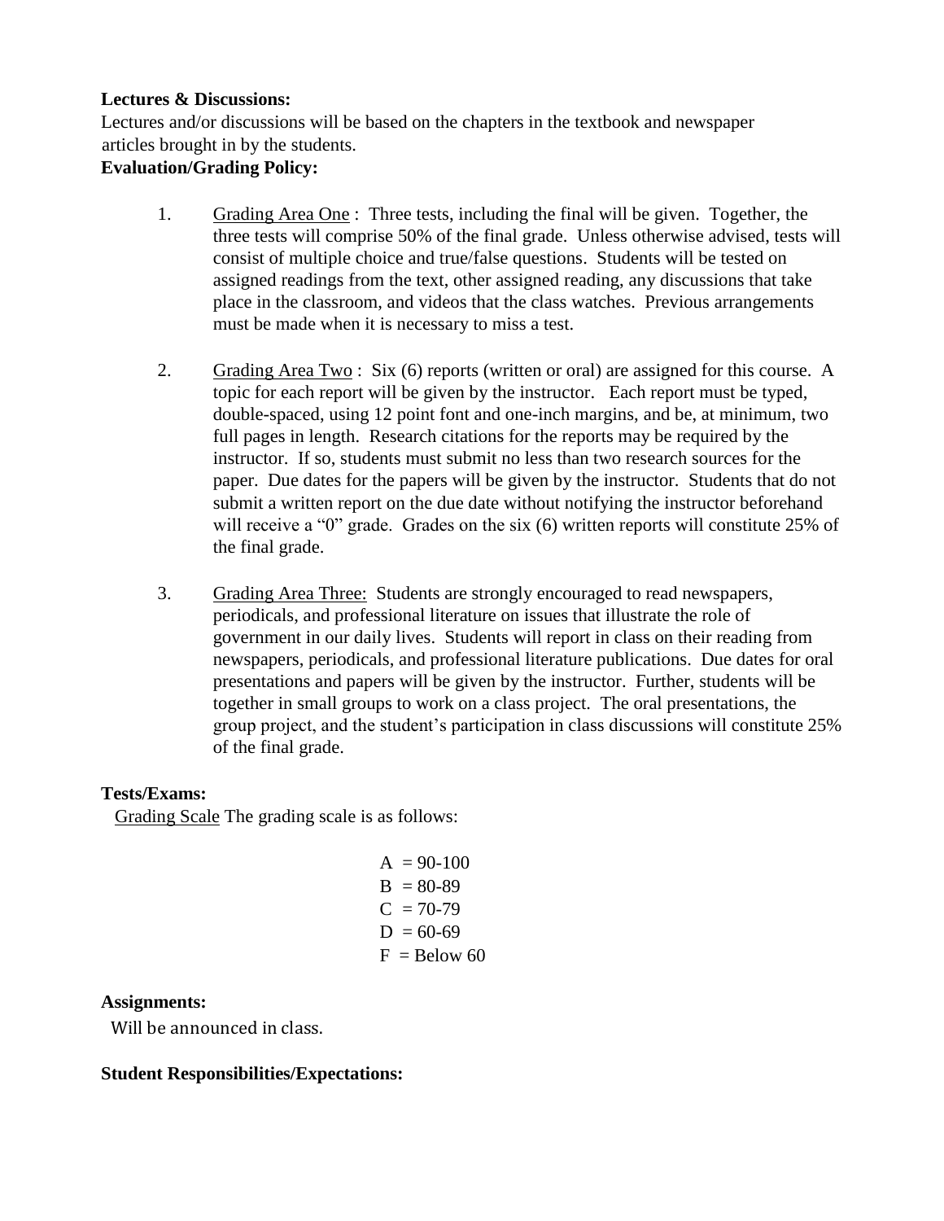**Lectures & Discussions:**

Lectures and/or discussions will be based on the chapters in the textbook and newspaper articles brought in by the students.

**Evaluation/Grading Policy:**

1. Grading Area One : Three tests, including the final will be given. Together, the three tests will comprise 50% of the final grade. Unless otherwise advised, tests will consist of multiple choice and true/false questions. Students will be tested on assigned readings from the text, other assigned reading, any discussions that take place in the classroom, and videos that the class watches. Previous arrangements must be made when it is necessary to miss a test.

2. Grading Area Two : Six (6) reports (written or oral) are assigned for this course. A topic for each report will be given by the instructor. Each report must be typed, double-spaced, using 12 point font and one-inch margins, and be, at minimum, two full pages in length. Research citations for the reports may be required by the instructor. If so, students must submit no less than two research sources for the paper. Due dates for the papers will be given by the instructor. Students that do not submit a written report on the due date without notifying the instructor beforehand will receive a "0" grade. Grades on the six (6) written reports will constitute 25% of the final grade.

3. Grading Area Three: Students are strongly encouraged to read newspapers, periodicals, and professional literature on issues that illustrate the role of government in our daily lives. Students will report in class on their reading from newspapers, periodicals, and professional literature publications. Due dates for oral presentations and papers will be given by the instructor. Further, students will be together in small groups to work on a class project. The oral presentations, the group project, and the student's participation in class discussions will constitute 25% of the final grade.

**Tests/Exams:**

Grading Scale The grading scale is as follows:

A = 90-100
B = 80-89
C = 70-79
D = 60-69
F = Below 60

**Assignments:**

Will be announced in class.

**Student Responsibilities/Expectations:**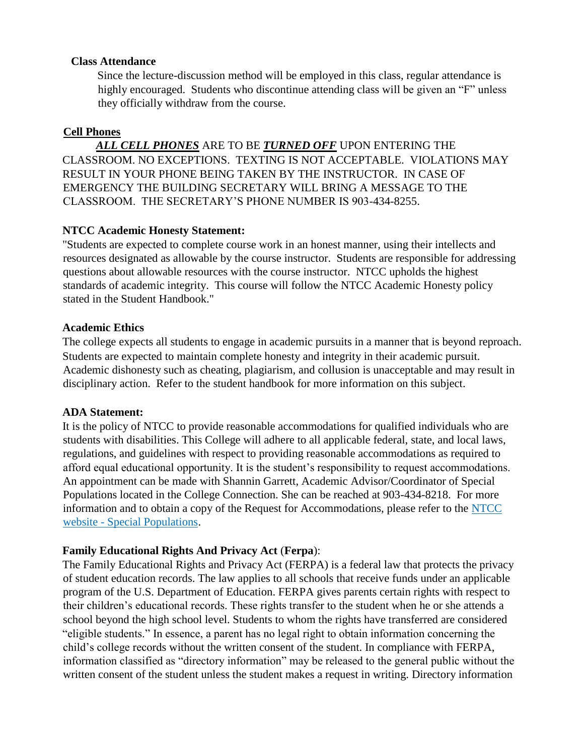**Class Attendance**

Since the lecture-discussion method will be employed in this class, regular attendance is highly encouraged. Students who discontinue attending class will be given an "F" unless they officially withdraw from the course.

**Cell Phones**

***ALL CELL PHONES*** ARE TO BE ***TURNED OFF*** UPON ENTERING THE CLASSROOM. NO EXCEPTIONS. TEXTING IS NOT ACCEPTABLE. VIOLATIONS MAY RESULT IN YOUR PHONE BEING TAKEN BY THE INSTRUCTOR. IN CASE OF EMERGENCY THE BUILDING SECRETARY WILL BRING A MESSAGE TO THE CLASSROOM. THE SECRETARY'S PHONE NUMBER IS 903-434-8255.

**NTCC Academic Honesty Statement:**

"Students are expected to complete course work in an honest manner, using their intellects and resources designated as allowable by the course instructor. Students are responsible for addressing questions about allowable resources with the course instructor. NTCC upholds the highest standards of academic integrity. This course will follow the NTCC Academic Honesty policy stated in the Student Handbook."

**Academic Ethics**

The college expects all students to engage in academic pursuits in a manner that is beyond reproach. Students are expected to maintain complete honesty and integrity in their academic pursuit. Academic dishonesty such as cheating, plagiarism, and collusion is unacceptable and may result in disciplinary action. Refer to the student handbook for more information on this subject.

**ADA Statement:**

It is the policy of NTCC to provide reasonable accommodations for qualified individuals who are students with disabilities. This College will adhere to all applicable federal, state, and local laws, regulations, and guidelines with respect to providing reasonable accommodations as required to afford equal educational opportunity. It is the student's responsibility to request accommodations. An appointment can be made with Shannin Garrett, Academic Advisor/Coordinator of Special Populations located in the College Connection. She can be reached at 903-434-8218. For more information and to obtain a copy of the Request for Accommodations, please refer to the NTCC website - Special Populations.

**Family Educational Rights And Privacy Act** (**Ferpa**):

The Family Educational Rights and Privacy Act (FERPA) is a federal law that protects the privacy of student education records. The law applies to all schools that receive funds under an applicable program of the U.S. Department of Education. FERPA gives parents certain rights with respect to their children's educational records. These rights transfer to the student when he or she attends a school beyond the high school level. Students to whom the rights have transferred are considered "eligible students." In essence, a parent has no legal right to obtain information concerning the child's college records without the written consent of the student. In compliance with FERPA, information classified as "directory information" may be released to the general public without the written consent of the student unless the student makes a request in writing. Directory information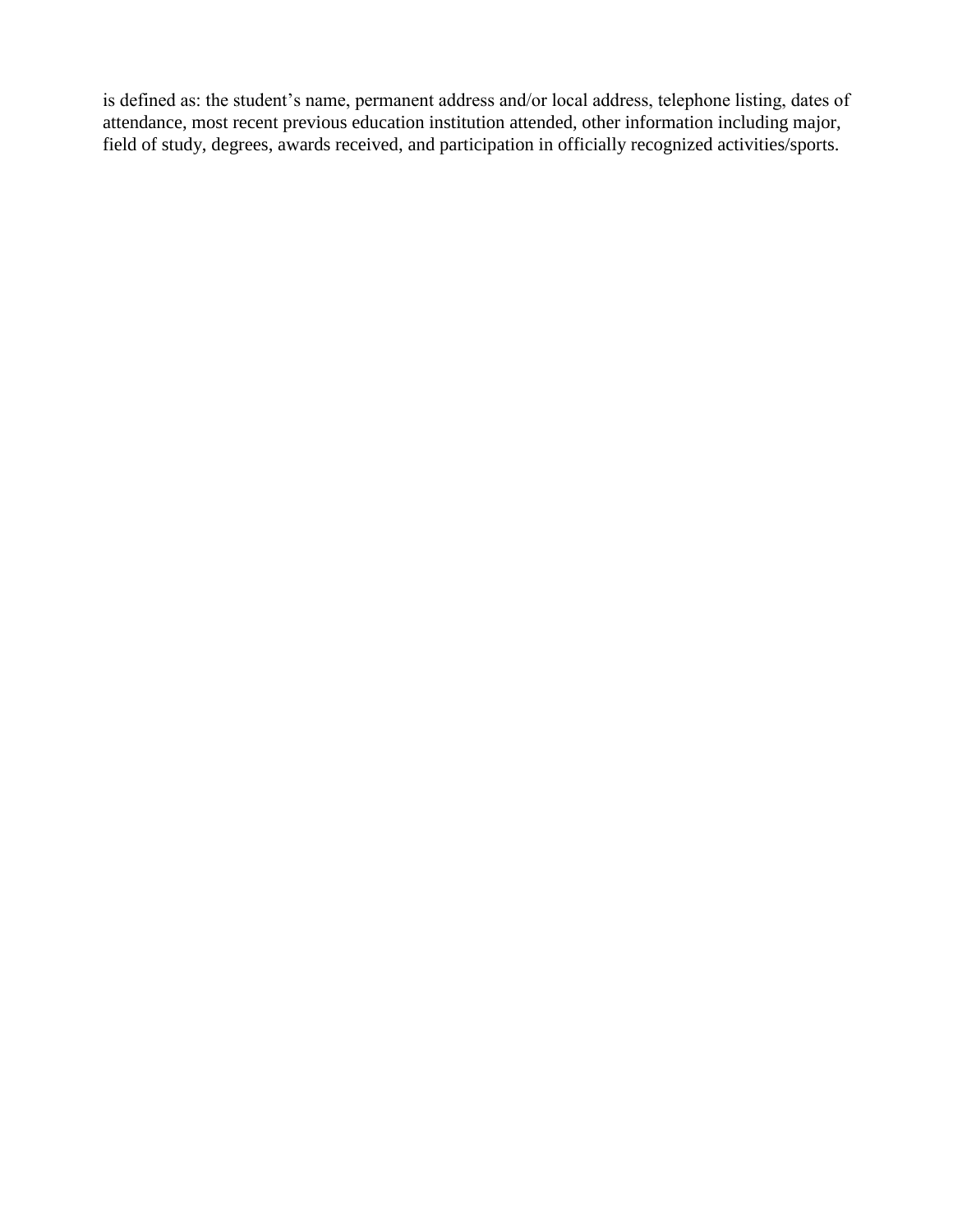is defined as: the student’s name, permanent address and/or local address, telephone listing, dates of attendance, most recent previous education institution attended, other information including major, field of study, degrees, awards received, and participation in officially recognized activities/sports.